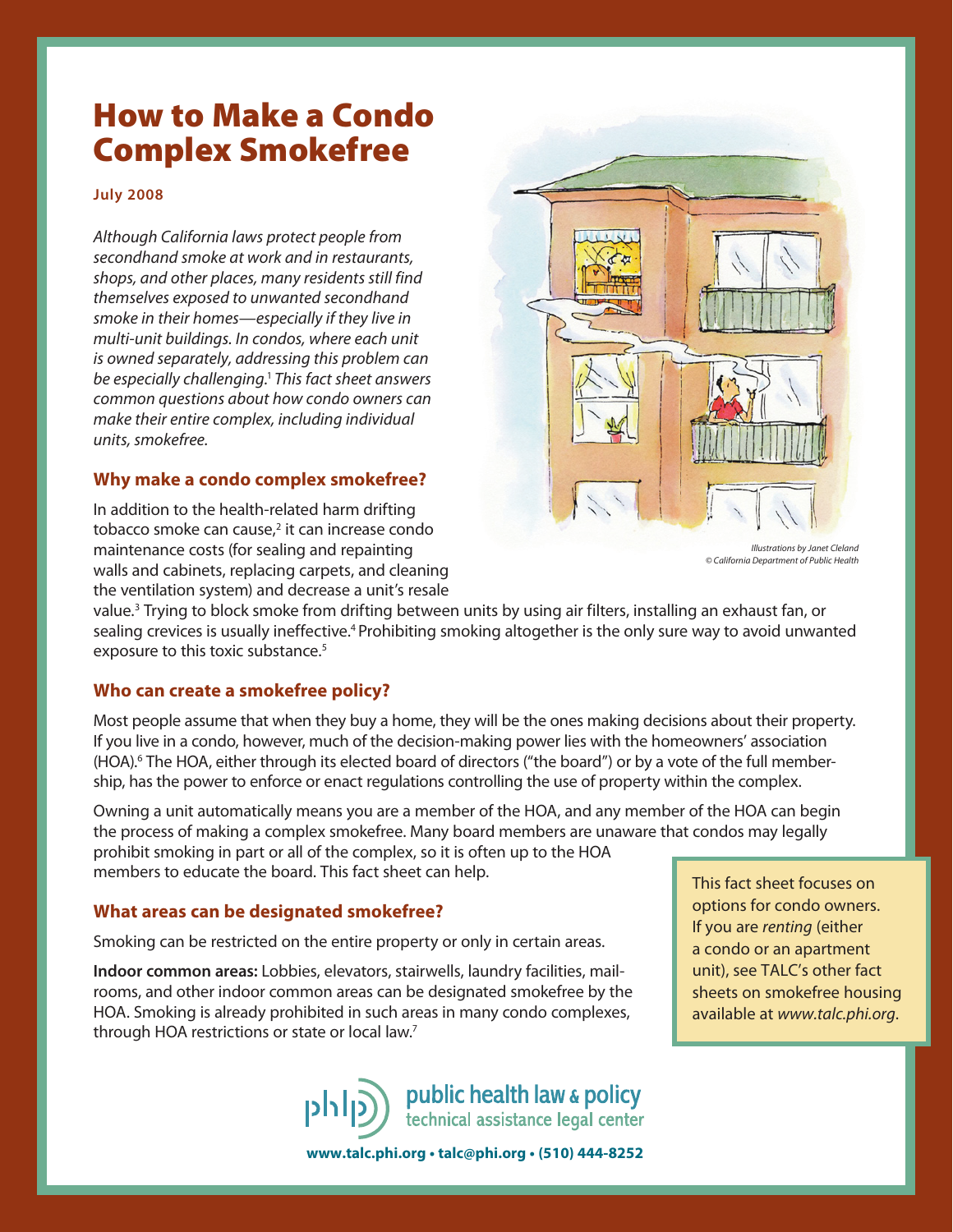# How to Make a Condo Complex Smokefree

**July 2008**

*Although California laws protect people from secondhand smoke at work and in restaurants, shops, and other places, many residents still find themselves exposed to unwanted secondhand smoke in their homes—especially if they live in multi-unit buildings. In condos, where each unit is owned separately, addressing this problem can be especially challenging.[1] This fact sheet answers common questions about how condo owners can make their entire complex, including individual units, smokefree.*

Illustrations by Janet Cleland © California Department of Public Health

## Why make a condo complex smokefree?

In addition to the health-related harm drifting tobacco smoke can cause,[2] it can increase condo maintenance costs (for sealing and repainting walls and cabinets, replacing carpets, and cleaning the ventilation system) and decrease a unit's resale value.[3] Trying to block smoke from drifting between units by using air filters, installing an exhaust fan, or sealing crevices is usually ineffective.[4] Prohibiting smoking altogether is the only sure way to avoid unwanted exposure to this toxic substance.[5]

## Who can create a smokefree policy?

Most people assume that when they buy a home, they will be the ones making decisions about their property. If you live in a condo, however, much of the decision-making power lies with the homeowners' association (HOA).[6] The HOA, either through its elected board of directors ("the board") or by a vote of the full membership, has the power to enforce or enact regulations controlling the use of property within the complex.

Owning a unit automatically means you are a member of the HOA, and any member of the HOA can begin the process of making a complex smokefree. Many board members are unaware that condos may legally prohibit smoking in part or all of the complex, so it is often up to the HOA members to educate the board. This fact sheet can help.

> This fact sheet focuses on options for condo owners. If you are *renting* (either a condo or an apartment unit), see TALC's other fact sheets on smokefree housing available at *www.talc.phi.org*.

## What areas can be designated smokefree?

Smoking can be restricted on the entire property or only in certain areas.

**Indoor common areas:** Lobbies, elevators, stairwells, laundry facilities, mailrooms, and other indoor common areas can be designated smokefree by the HOA. Smoking is already prohibited in such areas in many condo complexes, through HOA restrictions or state or local law.[7]

public health law & policy
technical assistance legal center

**www.talc.phi.org • talc@phi.org • (510) 444-8252**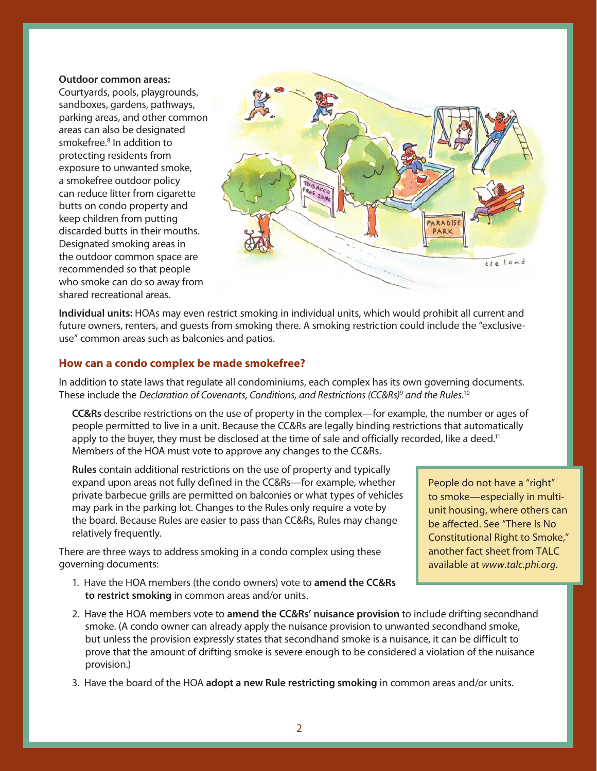**Outdoor common areas:** Courtyards, pools, playgrounds, sandboxes, gardens, pathways, parking areas, and other common areas can also be designated smokefree.[8] In addition to protecting residents from exposure to unwanted smoke, a smokefree outdoor policy can reduce litter from cigarette butts on condo property and keep children from putting discarded butts in their mouths. Designated smoking areas in the outdoor common space are recommended so that people who smoke can do so away from shared recreational areas.

**Individual units:** HOAs may even restrict smoking in individual units, which would prohibit all current and future owners, renters, and guests from smoking there. A smoking restriction could include the "exclusive-use" common areas such as balconies and patios.

## How can a condo complex be made smokefree?

In addition to state laws that regulate all condominiums, each complex has its own governing documents. These include the *Declaration of Covenants, Conditions, and Restrictions (CC&Rs)*[9] *and the Rules.*[10]

**CC&Rs** describe restrictions on the use of property in the complex—for example, the number or ages of people permitted to live in a unit. Because the CC&Rs are legally binding restrictions that automatically apply to the buyer, they must be disclosed at the time of sale and officially recorded, like a deed.[11] Members of the HOA must vote to approve any changes to the CC&Rs.

**Rules** contain additional restrictions on the use of property and typically expand upon areas not fully defined in the CC&Rs—for example, whether private barbecue grills are permitted on balconies or what types of vehicles may park in the parking lot. Changes to the Rules only require a vote by the board. Because Rules are easier to pass than CC&Rs, Rules may change relatively frequently.

> People do not have a "right" to smoke—especially in multi-unit housing, where others can be affected. See "There Is No Constitutional Right to Smoke," another fact sheet from TALC available at *www.talc.phi.org*.

There are three ways to address smoking in a condo complex using these governing documents:

1. Have the HOA members (the condo owners) vote to **amend the CC&Rs to restrict smoking** in common areas and/or units.
2. Have the HOA members vote to **amend the CC&Rs' nuisance provision** to include drifting secondhand smoke. (A condo owner can already apply the nuisance provision to unwanted secondhand smoke, but unless the provision expressly states that secondhand smoke is a nuisance, it can be difficult to prove that the amount of drifting smoke is severe enough to be considered a violation of the nuisance provision.)
3. Have the board of the HOA **adopt a new Rule restricting smoking** in common areas and/or units.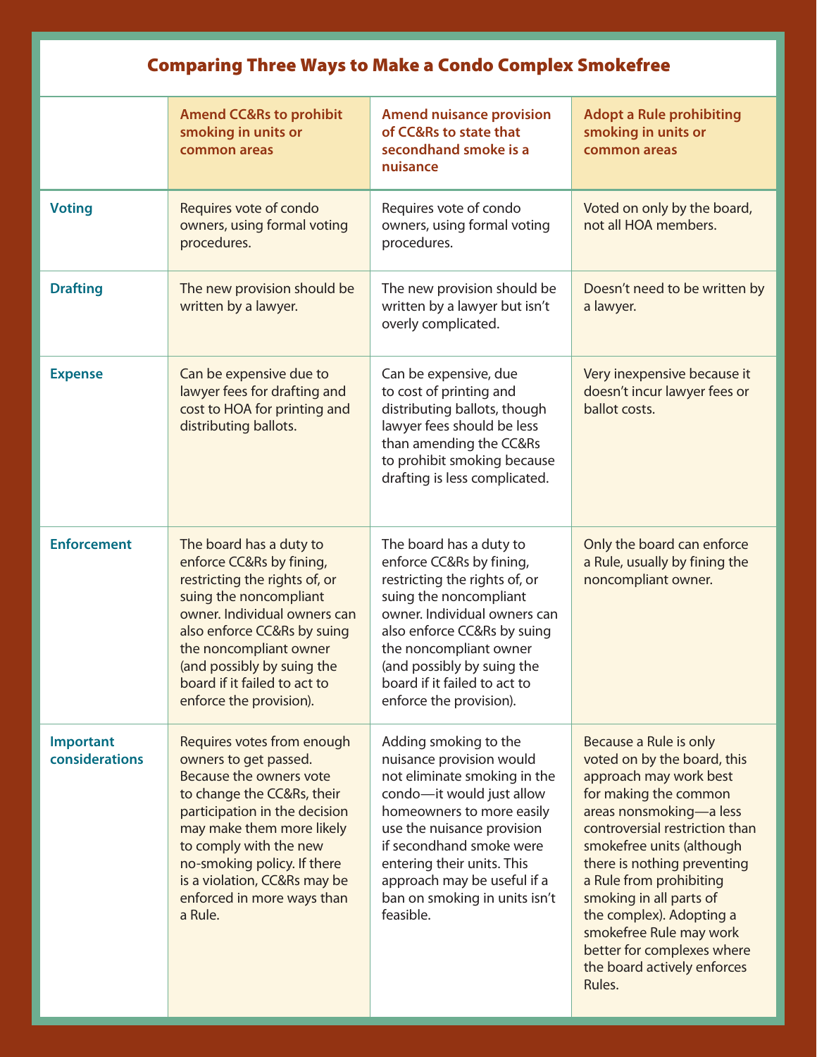# Comparing Three Ways to Make a Condo Complex Smokefree

| | Amend CC&Rs to prohibit smoking in units or common areas | Amend nuisance provision of CC&Rs to state that secondhand smoke is a nuisance | Adopt a Rule prohibiting smoking in units or common areas |
|---|---|---|---|
| **Voting** | Requires vote of condo owners, using formal voting procedures. | Requires vote of condo owners, using formal voting procedures. | Voted on only by the board, not all HOA members. |
| **Drafting** | The new provision should be written by a lawyer. | The new provision should be written by a lawyer but isn't overly complicated. | Doesn't need to be written by a lawyer. |
| **Expense** | Can be expensive due to lawyer fees for drafting and cost to HOA for printing and distributing ballots. | Can be expensive, due to cost of printing and distributing ballots, though lawyer fees should be less than amending the CC&Rs to prohibit smoking because drafting is less complicated. | Very inexpensive because it doesn't incur lawyer fees or ballot costs. |
| **Enforcement** | The board has a duty to enforce CC&Rs by fining, restricting the rights of, or suing the noncompliant owner. Individual owners can also enforce CC&Rs by suing the noncompliant owner (and possibly by suing the board if it failed to act to enforce the provision). | The board has a duty to enforce CC&Rs by fining, restricting the rights of, or suing the noncompliant owner. Individual owners can also enforce CC&Rs by suing the noncompliant owner (and possibly by suing the board if it failed to act to enforce the provision). | Only the board can enforce a Rule, usually by fining the noncompliant owner. |
| **Important considerations** | Requires votes from enough owners to get passed. Because the owners vote to change the CC&Rs, their participation in the decision may make them more likely to comply with the new no-smoking policy. If there is a violation, CC&Rs may be enforced in more ways than a Rule. | Adding smoking to the nuisance provision would not eliminate smoking in the condo—it would just allow homeowners to more easily use the nuisance provision if secondhand smoke were entering their units. This approach may be useful if a ban on smoking in units isn't feasible. | Because a Rule is only voted on by the board, this approach may work best for making the common areas nonsmoking—a less controversial restriction than smokefree units (although there is nothing preventing a Rule from prohibiting smoking in all parts of the complex). Adopting a smokefree Rule may work better for complexes where the board actively enforces Rules. |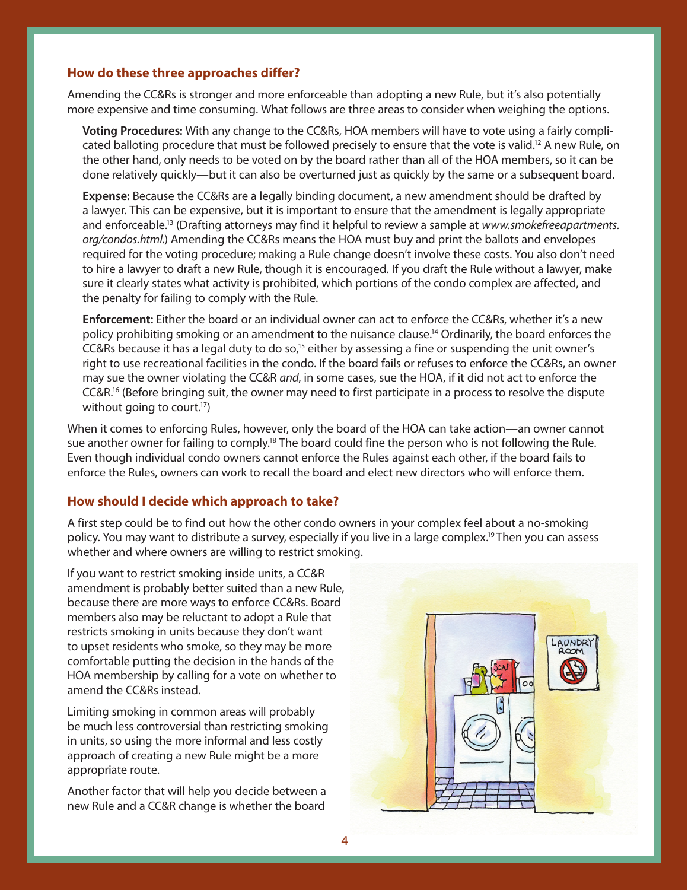### How do these three approaches differ?

Amending the CC&Rs is stronger and more enforceable than adopting a new Rule, but it's also potentially more expensive and time consuming. What follows are three areas to consider when weighing the options.

**Voting Procedures:** With any change to the CC&Rs, HOA members will have to vote using a fairly complicated balloting procedure that must be followed precisely to ensure that the vote is valid.[12] A new Rule, on the other hand, only needs to be voted on by the board rather than all of the HOA members, so it can be done relatively quickly—but it can also be overturned just as quickly by the same or a subsequent board.

**Expense:** Because the CC&Rs are a legally binding document, a new amendment should be drafted by a lawyer. This can be expensive, but it is important to ensure that the amendment is legally appropriate and enforceable.[13] (Drafting attorneys may find it helpful to review a sample at *www.smokefreeapartments.org/condos.html*.) Amending the CC&Rs means the HOA must buy and print the ballots and envelopes required for the voting procedure; making a Rule change doesn't involve these costs. You also don't need to hire a lawyer to draft a new Rule, though it is encouraged. If you draft the Rule without a lawyer, make sure it clearly states what activity is prohibited, which portions of the condo complex are affected, and the penalty for failing to comply with the Rule.

**Enforcement:** Either the board or an individual owner can act to enforce the CC&Rs, whether it's a new policy prohibiting smoking or an amendment to the nuisance clause.[14] Ordinarily, the board enforces the CC&Rs because it has a legal duty to do so,[15] either by assessing a fine or suspending the unit owner's right to use recreational facilities in the condo. If the board fails or refuses to enforce the CC&Rs, an owner may sue the owner violating the CC&R *and*, in some cases, sue the HOA, if it did not act to enforce the CC&R.[16] (Before bringing suit, the owner may need to first participate in a process to resolve the dispute without going to court.[17])

When it comes to enforcing Rules, however, only the board of the HOA can take action—an owner cannot sue another owner for failing to comply.[18] The board could fine the person who is not following the Rule. Even though individual condo owners cannot enforce the Rules against each other, if the board fails to enforce the Rules, owners can work to recall the board and elect new directors who will enforce them.

### How should I decide which approach to take?

A first step could be to find out how the other condo owners in your complex feel about a no-smoking policy. You may want to distribute a survey, especially if you live in a large complex.[19] Then you can assess whether and where owners are willing to restrict smoking.

If you want to restrict smoking inside units, a CC&R amendment is probably better suited than a new Rule, because there are more ways to enforce CC&Rs. Board members also may be reluctant to adopt a Rule that restricts smoking in units because they don't want to upset residents who smoke, so they may be more comfortable putting the decision in the hands of the HOA membership by calling for a vote on whether to amend the CC&Rs instead.

Limiting smoking in common areas will probably be much less controversial than restricting smoking in units, so using the more informal and less costly approach of creating a new Rule might be a more appropriate route.

Another factor that will help you decide between a new Rule and a CC&R change is whether the board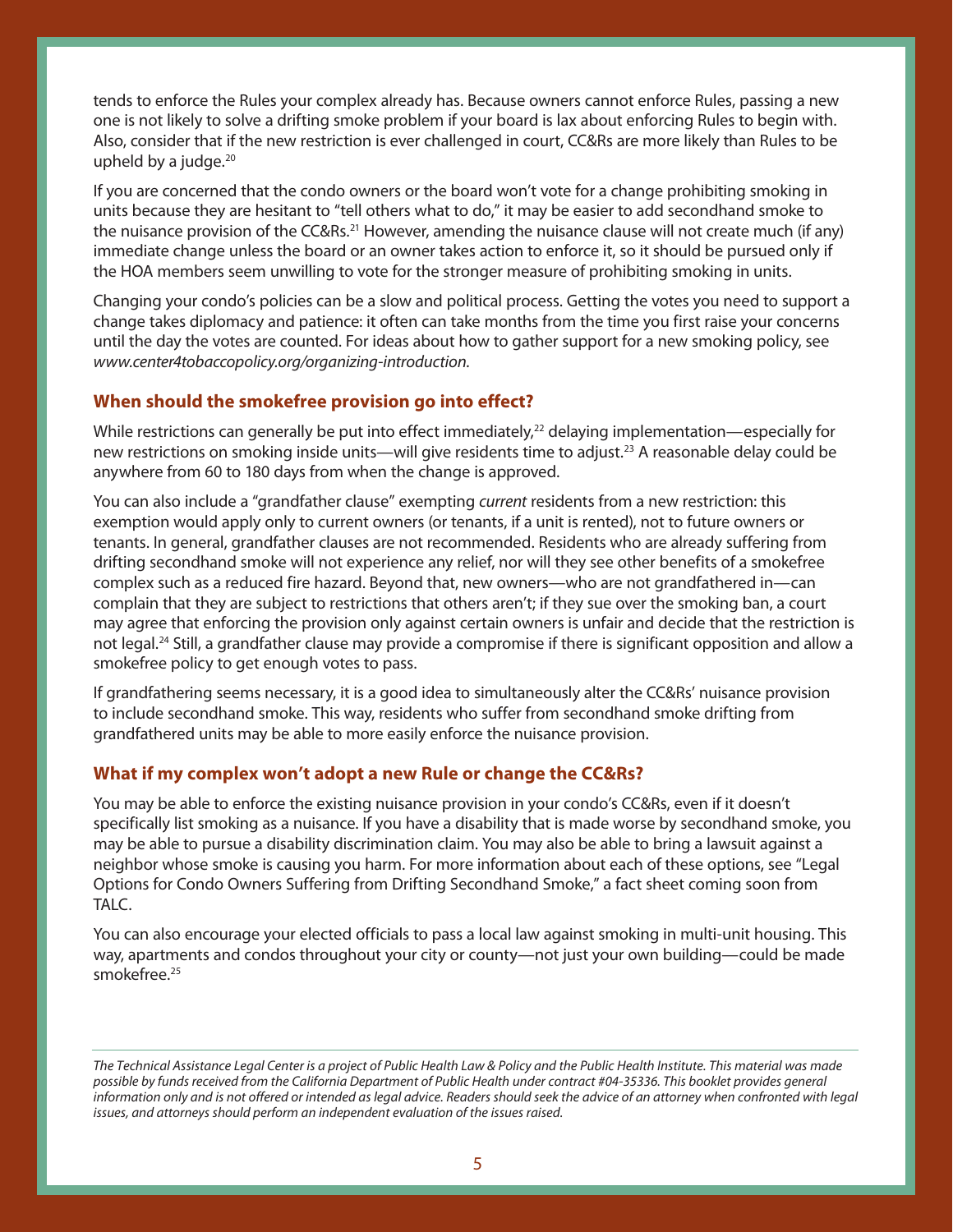tends to enforce the Rules your complex already has. Because owners cannot enforce Rules, passing a new one is not likely to solve a drifting smoke problem if your board is lax about enforcing Rules to begin with. Also, consider that if the new restriction is ever challenged in court, CC&Rs are more likely than Rules to be upheld by a judge.[20]

If you are concerned that the condo owners or the board won't vote for a change prohibiting smoking in units because they are hesitant to "tell others what to do," it may be easier to add secondhand smoke to the nuisance provision of the CC&Rs.[21] However, amending the nuisance clause will not create much (if any) immediate change unless the board or an owner takes action to enforce it, so it should be pursued only if the HOA members seem unwilling to vote for the stronger measure of prohibiting smoking in units.

Changing your condo's policies can be a slow and political process. Getting the votes you need to support a change takes diplomacy and patience: it often can take months from the time you first raise your concerns until the day the votes are counted. For ideas about how to gather support for a new smoking policy, see *www.center4tobaccopolicy.org/organizing-introduction.*

## When should the smokefree provision go into effect?

While restrictions can generally be put into effect immediately,[22] delaying implementation—especially for new restrictions on smoking inside units—will give residents time to adjust.[23] A reasonable delay could be anywhere from 60 to 180 days from when the change is approved.

You can also include a "grandfather clause" exempting *current* residents from a new restriction: this exemption would apply only to current owners (or tenants, if a unit is rented), not to future owners or tenants. In general, grandfather clauses are not recommended. Residents who are already suffering from drifting secondhand smoke will not experience any relief, nor will they see other benefits of a smokefree complex such as a reduced fire hazard. Beyond that, new owners—who are not grandfathered in—can complain that they are subject to restrictions that others aren't; if they sue over the smoking ban, a court may agree that enforcing the provision only against certain owners is unfair and decide that the restriction is not legal.[24] Still, a grandfather clause may provide a compromise if there is significant opposition and allow a smokefree policy to get enough votes to pass.

If grandfathering seems necessary, it is a good idea to simultaneously alter the CC&Rs' nuisance provision to include secondhand smoke. This way, residents who suffer from secondhand smoke drifting from grandfathered units may be able to more easily enforce the nuisance provision.

## What if my complex won't adopt a new Rule or change the CC&Rs?

You may be able to enforce the existing nuisance provision in your condo's CC&Rs, even if it doesn't specifically list smoking as a nuisance. If you have a disability that is made worse by secondhand smoke, you may be able to pursue a disability discrimination claim. You may also be able to bring a lawsuit against a neighbor whose smoke is causing you harm. For more information about each of these options, see "Legal Options for Condo Owners Suffering from Drifting Secondhand Smoke," a fact sheet coming soon from TALC.

You can also encourage your elected officials to pass a local law against smoking in multi-unit housing. This way, apartments and condos throughout your city or county—not just your own building—could be made smokefree.[25]

---

*The Technical Assistance Legal Center is a project of Public Health Law & Policy and the Public Health Institute. This material was made possible by funds received from the California Department of Public Health under contract #04-35336. This booklet provides general information only and is not offered or intended as legal advice. Readers should seek the advice of an attorney when confronted with legal issues, and attorneys should perform an independent evaluation of the issues raised.*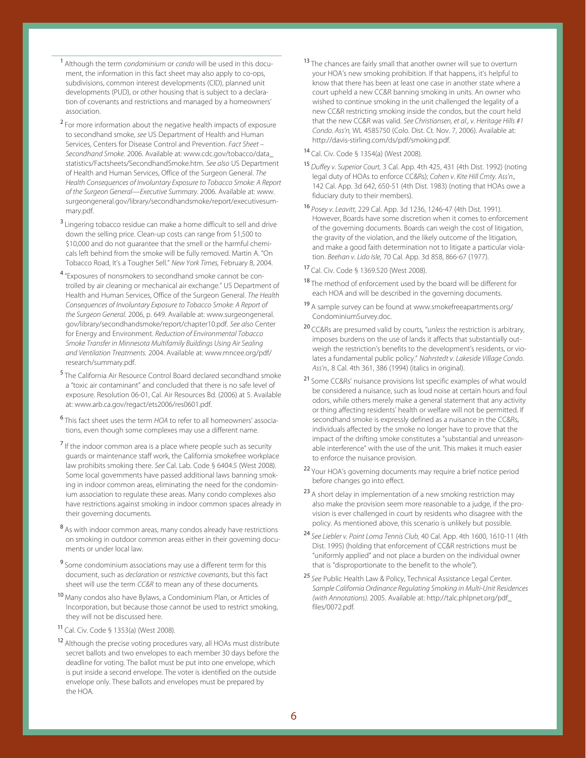[1] Although the term *condominium* or *condo* will be used in this document, the information in this fact sheet may also apply to co-ops, subdivisions, common interest developments (CID), planned unit developments (PUD), or other housing that is subject to a declaration of covenants and restrictions and managed by a homeowners' association.

[2] For more information about the negative health impacts of exposure to secondhand smoke, *see* US Department of Health and Human Services, Centers for Disease Control and Prevention. *Fact Sheet – Secondhand Smoke.* 2006. Available at: www.cdc.gov/tobacco/data_statistics/Factsheets/SecondhandSmoke.htm. *See also* US Department of Health and Human Services, Office of the Surgeon General. *The Health Consequences of Involuntary Exposure to Tobacco Smoke: A Report of the Surgeon General—Executive Summary.* 2006. Available at: www.surgeongeneral.gov/library/secondhandsmoke/report/executivesummary.pdf.

[3] Lingering tobacco residue can make a home difficult to sell and drive down the selling price. Clean-up costs can range from $1,500 to $10,000 and do not guarantee that the smell or the harmful chemicals left behind from the smoke will be fully removed. Martin A. "On Tobacco Road, It's a Tougher Sell." *New York Times,* February 8, 2004.

[4] "Exposures of nonsmokers to secondhand smoke cannot be controlled by air cleaning or mechanical air exchange." US Department of Health and Human Services, Office of the Surgeon General. *The Health Consequences of Involuntary Exposure to Tobacco Smoke: A Report of the Surgeon General.* 2006, p. 649. Available at: www.surgeongeneral.gov/library/secondhandsmoke/report/chapter10.pdf. *See also* Center for Energy and Environment. *Reduction of Environmental Tobacco Smoke Transfer in Minnesota Multifamily Buildings Using Air Sealing and Ventilation Treatments.* 2004. Available at: www.mncee.org/pdf/research/summary.pdf.

[5] The California Air Resource Control Board declared secondhand smoke a "toxic air contaminant" and concluded that there is no safe level of exposure. Resolution 06-01, Cal. Air Resources Bd. (2006) at 5. Available at: www.arb.ca.gov/regact/ets2006/res0601.pdf.

[6] This fact sheet uses the term *HOA* to refer to all homeowners' associations, even though some complexes may use a different name.

[7] If the indoor common area is a place where people such as security guards or maintenance staff work, the California smokefree workplace law prohibits smoking there. *See* Cal. Lab. Code § 6404.5 (West 2008). Some local governments have passed additional laws banning smoking in indoor common areas, eliminating the need for the condominium association to regulate these areas. Many condo complexes also have restrictions against smoking in indoor common spaces already in their governing documents.

[8] As with indoor common areas, many condos already have restrictions on smoking in outdoor common areas either in their governing documents or under local law.

[9] Some condominium associations may use a different term for this document, such as *declaration* or *restrictive covenants*, but this fact sheet will use the term *CC&R* to mean any of these documents.

[10] Many condos also have Bylaws, a Condominium Plan, or Articles of Incorporation, but because those cannot be used to restrict smoking, they will not be discussed here.

[11] Cal. Civ. Code § 1353(a) (West 2008).

[12] Although the precise voting procedures vary, all HOAs must distribute secret ballots and two envelopes to each member 30 days before the deadline for voting. The ballot must be put into one envelope, which is put inside a second envelope. The voter is identified on the outside envelope only. These ballots and envelopes must be prepared by the HOA.

[13] The chances are fairly small that another owner will sue to overturn your HOA's new smoking prohibition. If that happens, it's helpful to know that there has been at least one case in another state where a court upheld a new CC&R banning smoking in units. An owner who wished to continue smoking in the unit challenged the legality of a new CC&R restricting smoking inside the condos, but the court held that the new CC&R was valid. *See Christiansen, et al., v. Heritage Hills #1 Condo. Ass'n,* WL 4585750 (Colo. Dist. Ct. Nov. 7, 2006). Available at: http://davis-stirling.com/ds/pdf/smoking.pdf.

[14] Cal. Civ. Code § 1354(a) (West 2008).

[15] *Duffey v. Superior Court,* 3 Cal. App. 4th 425, 431 (4th Dist. 1992) (noting legal duty of HOAs to enforce CC&Rs); *Cohen v. Kite Hill Cmty. Ass'n.,* 142 Cal. App. 3d 642, 650-51 (4th Dist. 1983) (noting that HOAs owe a fiduciary duty to their members).

[16] *Posey v. Leavitt,* 229 Cal. App. 3d 1236, 1246-47 (4th Dist. 1991). However, Boards have some discretion when it comes to enforcement of the governing documents. Boards can weigh the cost of litigation, the gravity of the violation, and the likely outcome of the litigation, and make a good faith determination not to litigate a particular violation. *Beehan v. Lido Isle,* 70 Cal. App. 3d 858, 866-67 (1977).

[17] Cal. Civ. Code § 1369.520 (West 2008).

[18] The method of enforcement used by the board will be different for each HOA and will be described in the governing documents.

[19] A sample survey can be found at www.smokefreeapartments.org/CondominiumSurvey.doc.

[20] CC&Rs are presumed valid by courts, "*unless* the restriction is arbitrary, imposes burdens on the use of lands it affects that substantially outweigh the restriction's benefits to the development's residents, or violates a fundamental public policy." *Nahrstedt v. Lakeside Village Condo. Ass'n.,* 8 Cal. 4th 361, 386 (1994) (italics in original).

[21] Some CC&Rs' nuisance provisions list specific examples of what would be considered a nuisance, such as loud noise at certain hours and foul odors, while others merely make a general statement that any activity or thing affecting residents' health or welfare will not be permitted. If secondhand smoke is expressly defined as a nuisance in the CC&Rs, individuals affected by the smoke no longer have to prove that the impact of the drifting smoke constitutes a "substantial and unreasonable interference" with the use of the unit. This makes it much easier to enforce the nuisance provision.

[22] Your HOA's governing documents may require a brief notice period before changes go into effect.

[23] A short delay in implementation of a new smoking restriction may also make the provision seem more reasonable to a judge, if the provision is ever challenged in court by residents who disagree with the policy. As mentioned above, this scenario is unlikely but possible.

[24] *See Liebler v. Point Loma Tennis Club,* 40 Cal. App. 4th 1600, 1610-11 (4th Dist. 1995) (holding that enforcement of CC&R restrictions must be "uniformly applied" and not place a burden on the individual owner that is "disproportionate to the benefit to the whole").

[25] *See* Public Health Law & Policy, Technical Assistance Legal Center. *Sample California Ordinance Regulating Smoking in Multi-Unit Residences (with Annotations).* 2005. Available at: http://talc.phlpnet.org/pdf_files/0072.pdf.